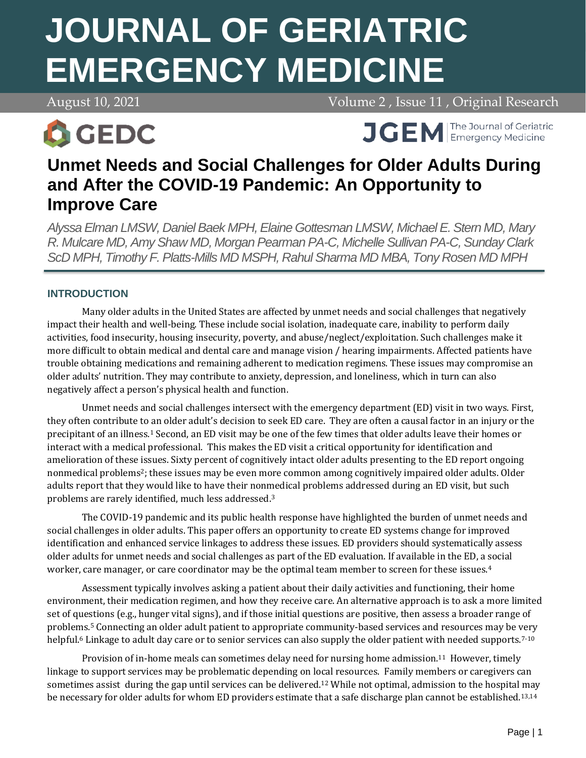# Unmet Needs and Social Challenges for Older Adults During and After the COVID-19 Pandemic: An Opportunity to Improve Care

*Alyssa Elman LMSW, Daniel Baek MPH, Elaine Gottesman LMSW, Michael E. Stern MD, Mary R. Mulcare MD, Amy Shaw MD, Morgan Pearman PA-C, Michelle Sullivan PA-C, Sunday Clark ScD MPH, Timothy F. Platts-Mills MD MSPH, Rahul Sharma MD MBA, Tony Rosen MD MPH*

## INTRODUCTION

Many older adults in the United States are affected by unmet needs and social challenges that negatively impact their health and well-being. These include social isolation, inadequate care, inability to perform daily activities, food insecurity, housing insecurity, poverty, and abuse/neglect/exploitation. Such challenges make it more difficult to obtain medical and dental care and manage vision / hearing impairments. Affected patients have trouble obtaining medications and remaining adherent to medication regimens. These issues may compromise an older adults' nutrition. They may contribute to anxiety, depression, and loneliness, which in turn can also negatively affect a person's physical health and function.

Unmet needs and social challenges intersect with the emergency department (ED) visit in two ways. First, they often contribute to an older adult's decision to seek ED care. They are often a causal factor in an injury or the precipitant of an illness.[1] Second, an ED visit may be one of the few times that older adults leave their homes or interact with a medical professional. This makes the ED visit a critical opportunity for identification and amelioration of these issues. Sixty percent of cognitively intact older adults presenting to the ED report ongoing nonmedical problems[2]; these issues may be even more common among cognitively impaired older adults. Older adults report that they would like to have their nonmedical problems addressed during an ED visit, but such problems are rarely identified, much less addressed.[3]

The COVID-19 pandemic and its public health response have highlighted the burden of unmet needs and social challenges in older adults. This paper offers an opportunity to create ED systems change for improved identification and enhanced service linkages to address these issues. ED providers should systematically assess older adults for unmet needs and social challenges as part of the ED evaluation. If available in the ED, a social worker, care manager, or care coordinator may be the optimal team member to screen for these issues.[4]

Assessment typically involves asking a patient about their daily activities and functioning, their home environment, their medication regimen, and how they receive care. An alternative approach is to ask a more limited set of questions (e.g., hunger vital signs), and if those initial questions are positive, then assess a broader range of problems.[5] Connecting an older adult patient to appropriate community-based services and resources may be very helpful.[6] Linkage to adult day care or to senior services can also supply the older patient with needed supports.[7-10]

Provision of in-home meals can sometimes delay need for nursing home admission.[11] However, timely linkage to support services may be problematic depending on local resources. Family members or caregivers can sometimes assist during the gap until services can be delivered.[12] While not optimal, admission to the hospital may be necessary for older adults for whom ED providers estimate that a safe discharge plan cannot be established.[13,14]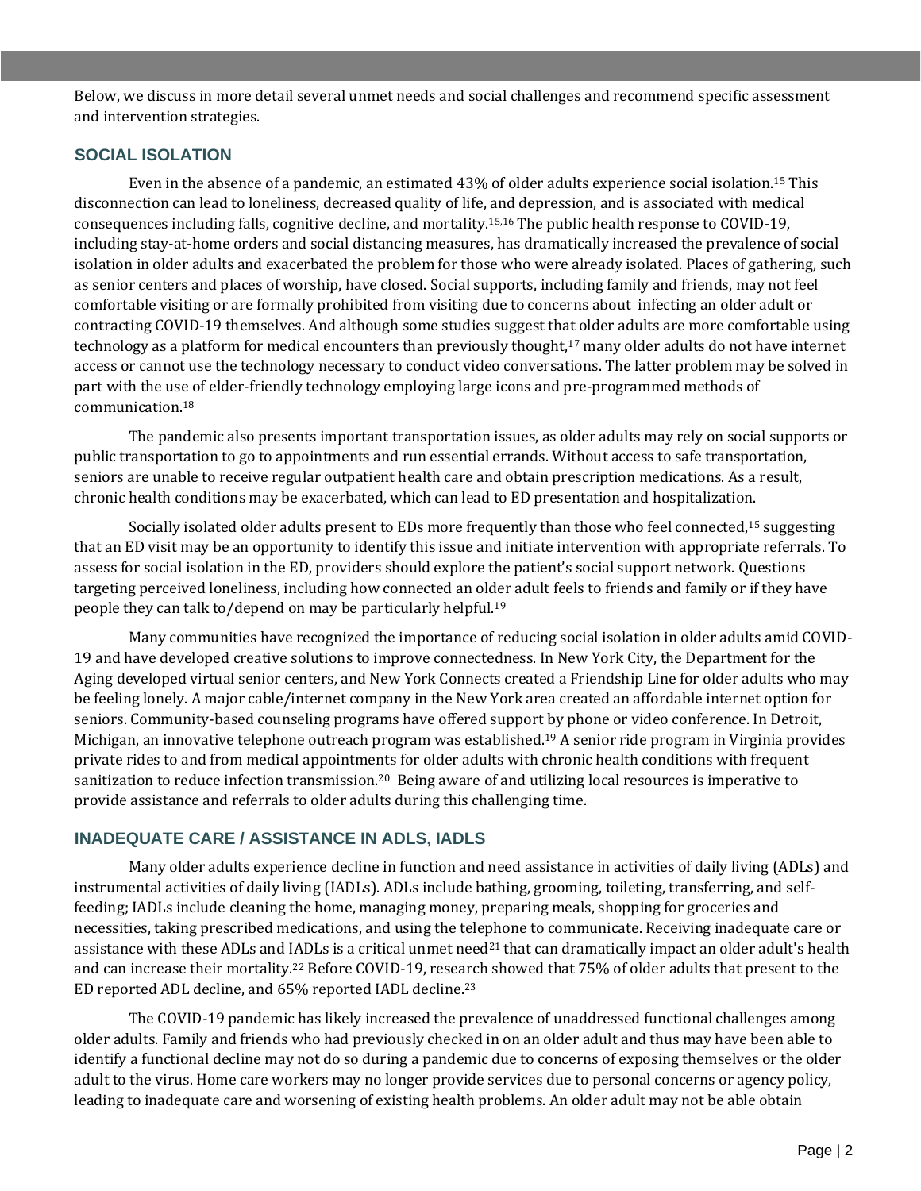Below, we discuss in more detail several unmet needs and social challenges and recommend specific assessment and intervention strategies.

## SOCIAL ISOLATION

Even in the absence of a pandemic, an estimated 43% of older adults experience social isolation.[15] This disconnection can lead to loneliness, decreased quality of life, and depression, and is associated with medical consequences including falls, cognitive decline, and mortality.[15,16] The public health response to COVID-19, including stay-at-home orders and social distancing measures, has dramatically increased the prevalence of social isolation in older adults and exacerbated the problem for those who were already isolated. Places of gathering, such as senior centers and places of worship, have closed. Social supports, including family and friends, may not feel comfortable visiting or are formally prohibited from visiting due to concerns about infecting an older adult or contracting COVID-19 themselves. And although some studies suggest that older adults are more comfortable using technology as a platform for medical encounters than previously thought,[17] many older adults do not have internet access or cannot use the technology necessary to conduct video conversations. The latter problem may be solved in part with the use of elder-friendly technology employing large icons and pre-programmed methods of communication.[18]

The pandemic also presents important transportation issues, as older adults may rely on social supports or public transportation to go to appointments and run essential errands. Without access to safe transportation, seniors are unable to receive regular outpatient health care and obtain prescription medications. As a result, chronic health conditions may be exacerbated, which can lead to ED presentation and hospitalization.

Socially isolated older adults present to EDs more frequently than those who feel connected,[15] suggesting that an ED visit may be an opportunity to identify this issue and initiate intervention with appropriate referrals. To assess for social isolation in the ED, providers should explore the patient's social support network. Questions targeting perceived loneliness, including how connected an older adult feels to friends and family or if they have people they can talk to/depend on may be particularly helpful.[19]

Many communities have recognized the importance of reducing social isolation in older adults amid COVID-19 and have developed creative solutions to improve connectedness. In New York City, the Department for the Aging developed virtual senior centers, and New York Connects created a Friendship Line for older adults who may be feeling lonely. A major cable/internet company in the New York area created an affordable internet option for seniors. Community-based counseling programs have offered support by phone or video conference. In Detroit, Michigan, an innovative telephone outreach program was established.[19] A senior ride program in Virginia provides private rides to and from medical appointments for older adults with chronic health conditions with frequent sanitization to reduce infection transmission.[20] Being aware of and utilizing local resources is imperative to provide assistance and referrals to older adults during this challenging time.

## INADEQUATE CARE / ASSISTANCE IN ADLS, IADLS

Many older adults experience decline in function and need assistance in activities of daily living (ADLs) and instrumental activities of daily living (IADLs). ADLs include bathing, grooming, toileting, transferring, and self-feeding; IADLs include cleaning the home, managing money, preparing meals, shopping for groceries and necessities, taking prescribed medications, and using the telephone to communicate. Receiving inadequate care or assistance with these ADLs and IADLs is a critical unmet need[21] that can dramatically impact an older adult's health and can increase their mortality.[22] Before COVID-19, research showed that 75% of older adults that present to the ED reported ADL decline, and 65% reported IADL decline.[23]

The COVID-19 pandemic has likely increased the prevalence of unaddressed functional challenges among older adults. Family and friends who had previously checked in on an older adult and thus may have been able to identify a functional decline may not do so during a pandemic due to concerns of exposing themselves or the older adult to the virus. Home care workers may no longer provide services due to personal concerns or agency policy, leading to inadequate care and worsening of existing health problems. An older adult may not be able obtain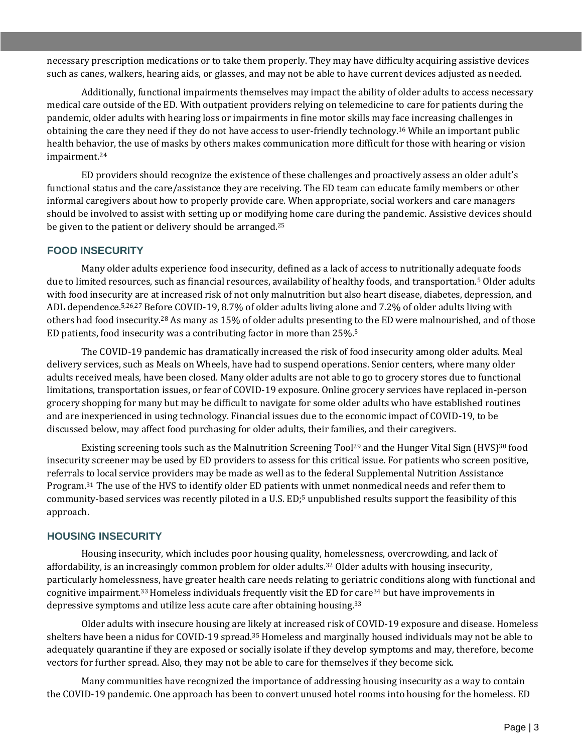necessary prescription medications or to take them properly. They may have difficulty acquiring assistive devices such as canes, walkers, hearing aids, or glasses, and may not be able to have current devices adjusted as needed.

Additionally, functional impairments themselves may impact the ability of older adults to access necessary medical care outside of the ED. With outpatient providers relying on telemedicine to care for patients during the pandemic, older adults with hearing loss or impairments in fine motor skills may face increasing challenges in obtaining the care they need if they do not have access to user-friendly technology.[16] While an important public health behavior, the use of masks by others makes communication more difficult for those with hearing or vision impairment.[24]

ED providers should recognize the existence of these challenges and proactively assess an older adult's functional status and the care/assistance they are receiving. The ED team can educate family members or other informal caregivers about how to properly provide care. When appropriate, social workers and care managers should be involved to assist with setting up or modifying home care during the pandemic. Assistive devices should be given to the patient or delivery should be arranged.[25]

## FOOD INSECURITY

Many older adults experience food insecurity, defined as a lack of access to nutritionally adequate foods due to limited resources, such as financial resources, availability of healthy foods, and transportation.[5] Older adults with food insecurity are at increased risk of not only malnutrition but also heart disease, diabetes, depression, and ADL dependence.[5,26,27] Before COVID-19, 8.7% of older adults living alone and 7.2% of older adults living with others had food insecurity.[28] As many as 15% of older adults presenting to the ED were malnourished, and of those ED patients, food insecurity was a contributing factor in more than 25%.[5]

The COVID-19 pandemic has dramatically increased the risk of food insecurity among older adults. Meal delivery services, such as Meals on Wheels, have had to suspend operations. Senior centers, where many older adults received meals, have been closed. Many older adults are not able to go to grocery stores due to functional limitations, transportation issues, or fear of COVID-19 exposure. Online grocery services have replaced in-person grocery shopping for many but may be difficult to navigate for some older adults who have established routines and are inexperienced in using technology. Financial issues due to the economic impact of COVID-19, to be discussed below, may affect food purchasing for older adults, their families, and their caregivers.

Existing screening tools such as the Malnutrition Screening Tool[29] and the Hunger Vital Sign (HVS)[30] food insecurity screener may be used by ED providers to assess for this critical issue. For patients who screen positive, referrals to local service providers may be made as well as to the federal Supplemental Nutrition Assistance Program.[31] The use of the HVS to identify older ED patients with unmet nonmedical needs and refer them to community-based services was recently piloted in a U.S. ED;[5] unpublished results support the feasibility of this approach.

## HOUSING INSECURITY

Housing insecurity, which includes poor housing quality, homelessness, overcrowding, and lack of affordability, is an increasingly common problem for older adults.[32] Older adults with housing insecurity, particularly homelessness, have greater health care needs relating to geriatric conditions along with functional and cognitive impairment.[33] Homeless individuals frequently visit the ED for care[34] but have improvements in depressive symptoms and utilize less acute care after obtaining housing.[33]

Older adults with insecure housing are likely at increased risk of COVID-19 exposure and disease. Homeless shelters have been a nidus for COVID-19 spread.[35] Homeless and marginally housed individuals may not be able to adequately quarantine if they are exposed or socially isolate if they develop symptoms and may, therefore, become vectors for further spread. Also, they may not be able to care for themselves if they become sick.

Many communities have recognized the importance of addressing housing insecurity as a way to contain the COVID-19 pandemic. One approach has been to convert unused hotel rooms into housing for the homeless. ED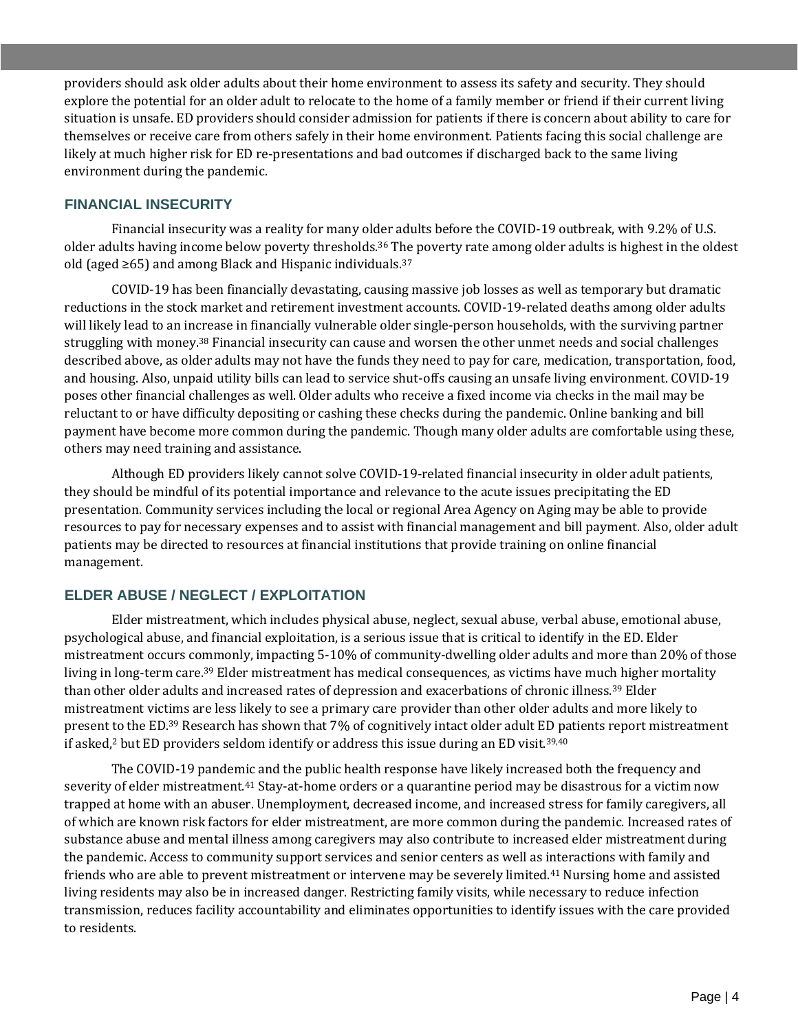providers should ask older adults about their home environment to assess its safety and security. They should explore the potential for an older adult to relocate to the home of a family member or friend if their current living situation is unsafe. ED providers should consider admission for patients if there is concern about ability to care for themselves or receive care from others safely in their home environment. Patients facing this social challenge are likely at much higher risk for ED re-presentations and bad outcomes if discharged back to the same living environment during the pandemic.

## FINANCIAL INSECURITY

Financial insecurity was a reality for many older adults before the COVID-19 outbreak, with 9.2% of U.S. older adults having income below poverty thresholds.[36] The poverty rate among older adults is highest in the oldest old (aged ≥65) and among Black and Hispanic individuals.[37]

COVID-19 has been financially devastating, causing massive job losses as well as temporary but dramatic reductions in the stock market and retirement investment accounts. COVID-19-related deaths among older adults will likely lead to an increase in financially vulnerable older single-person households, with the surviving partner struggling with money.[38] Financial insecurity can cause and worsen the other unmet needs and social challenges described above, as older adults may not have the funds they need to pay for care, medication, transportation, food, and housing. Also, unpaid utility bills can lead to service shut-offs causing an unsafe living environment. COVID-19 poses other financial challenges as well. Older adults who receive a fixed income via checks in the mail may be reluctant to or have difficulty depositing or cashing these checks during the pandemic. Online banking and bill payment have become more common during the pandemic. Though many older adults are comfortable using these, others may need training and assistance.

Although ED providers likely cannot solve COVID-19-related financial insecurity in older adult patients, they should be mindful of its potential importance and relevance to the acute issues precipitating the ED presentation. Community services including the local or regional Area Agency on Aging may be able to provide resources to pay for necessary expenses and to assist with financial management and bill payment. Also, older adult patients may be directed to resources at financial institutions that provide training on online financial management.

## ELDER ABUSE / NEGLECT / EXPLOITATION

Elder mistreatment, which includes physical abuse, neglect, sexual abuse, verbal abuse, emotional abuse, psychological abuse, and financial exploitation, is a serious issue that is critical to identify in the ED. Elder mistreatment occurs commonly, impacting 5-10% of community-dwelling older adults and more than 20% of those living in long-term care.[39] Elder mistreatment has medical consequences, as victims have much higher mortality than other older adults and increased rates of depression and exacerbations of chronic illness.[39] Elder mistreatment victims are less likely to see a primary care provider than other older adults and more likely to present to the ED.[39] Research has shown that 7% of cognitively intact older adult ED patients report mistreatment if asked,[2] but ED providers seldom identify or address this issue during an ED visit.[39,40]

The COVID-19 pandemic and the public health response have likely increased both the frequency and severity of elder mistreatment.[41] Stay-at-home orders or a quarantine period may be disastrous for a victim now trapped at home with an abuser. Unemployment, decreased income, and increased stress for family caregivers, all of which are known risk factors for elder mistreatment, are more common during the pandemic. Increased rates of substance abuse and mental illness among caregivers may also contribute to increased elder mistreatment during the pandemic. Access to community support services and senior centers as well as interactions with family and friends who are able to prevent mistreatment or intervene may be severely limited.[41] Nursing home and assisted living residents may also be in increased danger. Restricting family visits, while necessary to reduce infection transmission, reduces facility accountability and eliminates opportunities to identify issues with the care provided to residents.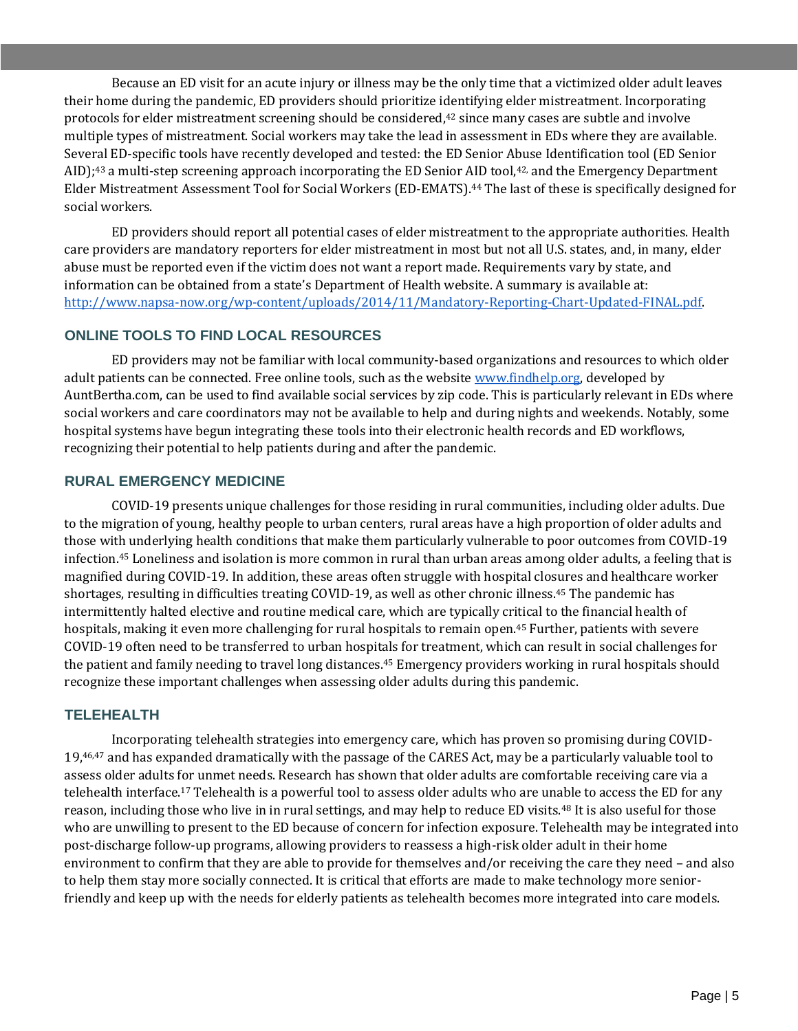Because an ED visit for an acute injury or illness may be the only time that a victimized older adult leaves their home during the pandemic, ED providers should prioritize identifying elder mistreatment. Incorporating protocols for elder mistreatment screening should be considered,[42] since many cases are subtle and involve multiple types of mistreatment. Social workers may take the lead in assessment in EDs where they are available. Several ED-specific tools have recently developed and tested: the ED Senior Abuse Identification tool (ED Senior AID);[43] a multi-step screening approach incorporating the ED Senior AID tool,[42,] and the Emergency Department Elder Mistreatment Assessment Tool for Social Workers (ED-EMATS).[44] The last of these is specifically designed for social workers.

ED providers should report all potential cases of elder mistreatment to the appropriate authorities. Health care providers are mandatory reporters for elder mistreatment in most but not all U.S. states, and, in many, elder abuse must be reported even if the victim does not want a report made. Requirements vary by state, and information can be obtained from a state's Department of Health website. A summary is available at: http://www.napsa-now.org/wp-content/uploads/2014/11/Mandatory-Reporting-Chart-Updated-FINAL.pdf.

## ONLINE TOOLS TO FIND LOCAL RESOURCES

ED providers may not be familiar with local community-based organizations and resources to which older adult patients can be connected. Free online tools, such as the website www.findhelp.org, developed by AuntBertha.com, can be used to find available social services by zip code. This is particularly relevant in EDs where social workers and care coordinators may not be available to help and during nights and weekends. Notably, some hospital systems have begun integrating these tools into their electronic health records and ED workflows, recognizing their potential to help patients during and after the pandemic.

## RURAL EMERGENCY MEDICINE

COVID-19 presents unique challenges for those residing in rural communities, including older adults. Due to the migration of young, healthy people to urban centers, rural areas have a high proportion of older adults and those with underlying health conditions that make them particularly vulnerable to poor outcomes from COVID-19 infection.[45] Loneliness and isolation is more common in rural than urban areas among older adults, a feeling that is magnified during COVID-19. In addition, these areas often struggle with hospital closures and healthcare worker shortages, resulting in difficulties treating COVID-19, as well as other chronic illness.[45] The pandemic has intermittently halted elective and routine medical care, which are typically critical to the financial health of hospitals, making it even more challenging for rural hospitals to remain open.[45] Further, patients with severe COVID-19 often need to be transferred to urban hospitals for treatment, which can result in social challenges for the patient and family needing to travel long distances.[45] Emergency providers working in rural hospitals should recognize these important challenges when assessing older adults during this pandemic.

## TELEHEALTH

Incorporating telehealth strategies into emergency care, which has proven so promising during COVID-19,[46,47] and has expanded dramatically with the passage of the CARES Act, may be a particularly valuable tool to assess older adults for unmet needs. Research has shown that older adults are comfortable receiving care via a telehealth interface.[17] Telehealth is a powerful tool to assess older adults who are unable to access the ED for any reason, including those who live in in rural settings, and may help to reduce ED visits.[48] It is also useful for those who are unwilling to present to the ED because of concern for infection exposure. Telehealth may be integrated into post-discharge follow-up programs, allowing providers to reassess a high-risk older adult in their home environment to confirm that they are able to provide for themselves and/or receiving the care they need – and also to help them stay more socially connected. It is critical that efforts are made to make technology more senior-friendly and keep up with the needs for elderly patients as telehealth becomes more integrated into care models.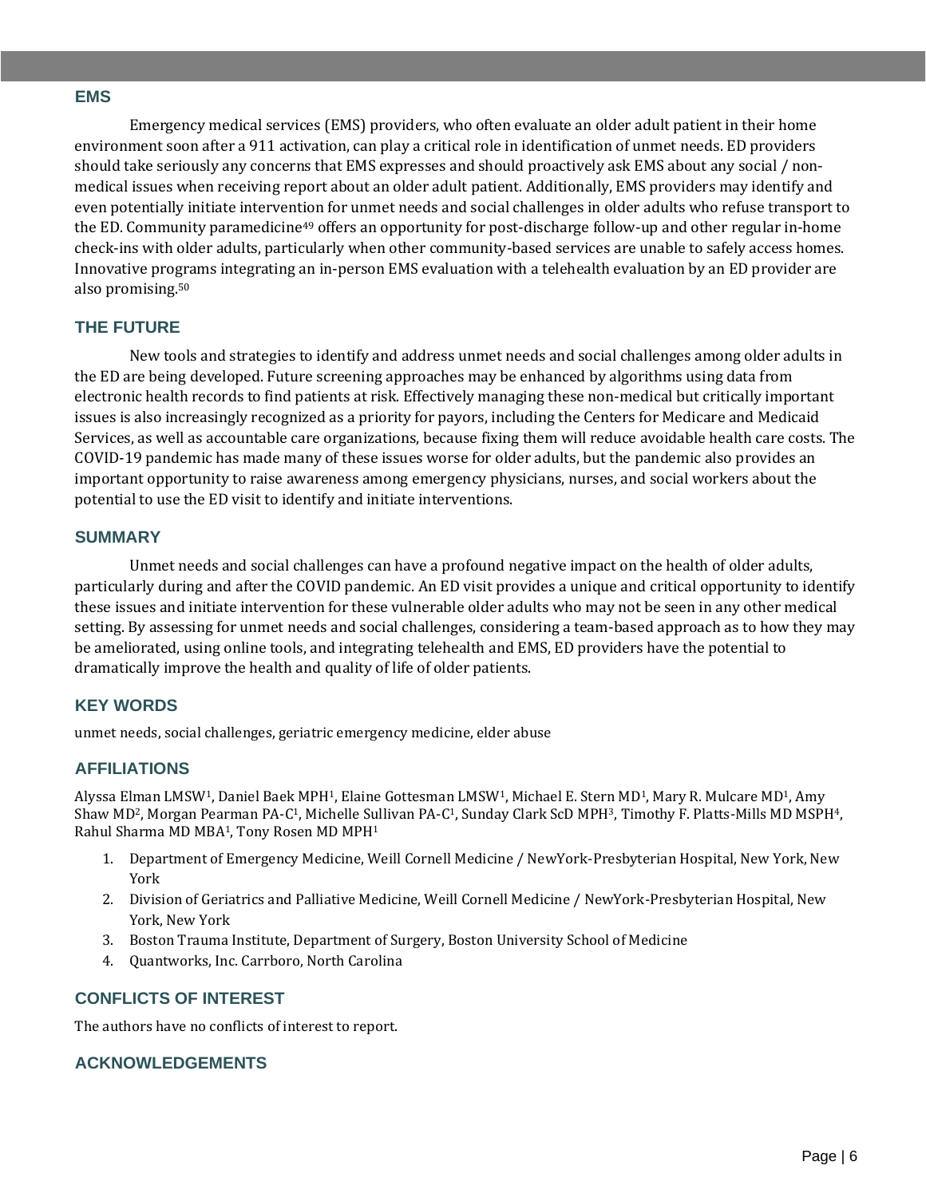## EMS

Emergency medical services (EMS) providers, who often evaluate an older adult patient in their home environment soon after a 911 activation, can play a critical role in identification of unmet needs. ED providers should take seriously any concerns that EMS expresses and should proactively ask EMS about any social / non-medical issues when receiving report about an older adult patient. Additionally, EMS providers may identify and even potentially initiate intervention for unmet needs and social challenges in older adults who refuse transport to the ED. Community paramedicine[49] offers an opportunity for post-discharge follow-up and other regular in-home check-ins with older adults, particularly when other community-based services are unable to safely access homes. Innovative programs integrating an in-person EMS evaluation with a telehealth evaluation by an ED provider are also promising.[50]

## THE FUTURE

New tools and strategies to identify and address unmet needs and social challenges among older adults in the ED are being developed. Future screening approaches may be enhanced by algorithms using data from electronic health records to find patients at risk. Effectively managing these non-medical but critically important issues is also increasingly recognized as a priority for payors, including the Centers for Medicare and Medicaid Services, as well as accountable care organizations, because fixing them will reduce avoidable health care costs. The COVID-19 pandemic has made many of these issues worse for older adults, but the pandemic also provides an important opportunity to raise awareness among emergency physicians, nurses, and social workers about the potential to use the ED visit to identify and initiate interventions.

## SUMMARY

Unmet needs and social challenges can have a profound negative impact on the health of older adults, particularly during and after the COVID pandemic. An ED visit provides a unique and critical opportunity to identify these issues and initiate intervention for these vulnerable older adults who may not be seen in any other medical setting. By assessing for unmet needs and social challenges, considering a team-based approach as to how they may be ameliorated, using online tools, and integrating telehealth and EMS, ED providers have the potential to dramatically improve the health and quality of life of older patients.

## KEY WORDS

unmet needs, social challenges, geriatric emergency medicine, elder abuse

## AFFILIATIONS

Alyssa Elman LMSW[1], Daniel Baek MPH[1], Elaine Gottesman LMSW[1], Michael E. Stern MD[1], Mary R. Mulcare MD[1], Amy Shaw MD[2], Morgan Pearman PA-C[1], Michelle Sullivan PA-C[1], Sunday Clark ScD MPH[3], Timothy F. Platts-Mills MD MSPH[4], Rahul Sharma MD MBA[1], Tony Rosen MD MPH[1]

1. Department of Emergency Medicine, Weill Cornell Medicine / NewYork-Presbyterian Hospital, New York, New York
2. Division of Geriatrics and Palliative Medicine, Weill Cornell Medicine / NewYork-Presbyterian Hospital, New York, New York
3. Boston Trauma Institute, Department of Surgery, Boston University School of Medicine
4. Quantworks, Inc. Carrboro, North Carolina

## CONFLICTS OF INTEREST

The authors have no conflicts of interest to report.

## ACKNOWLEDGEMENTS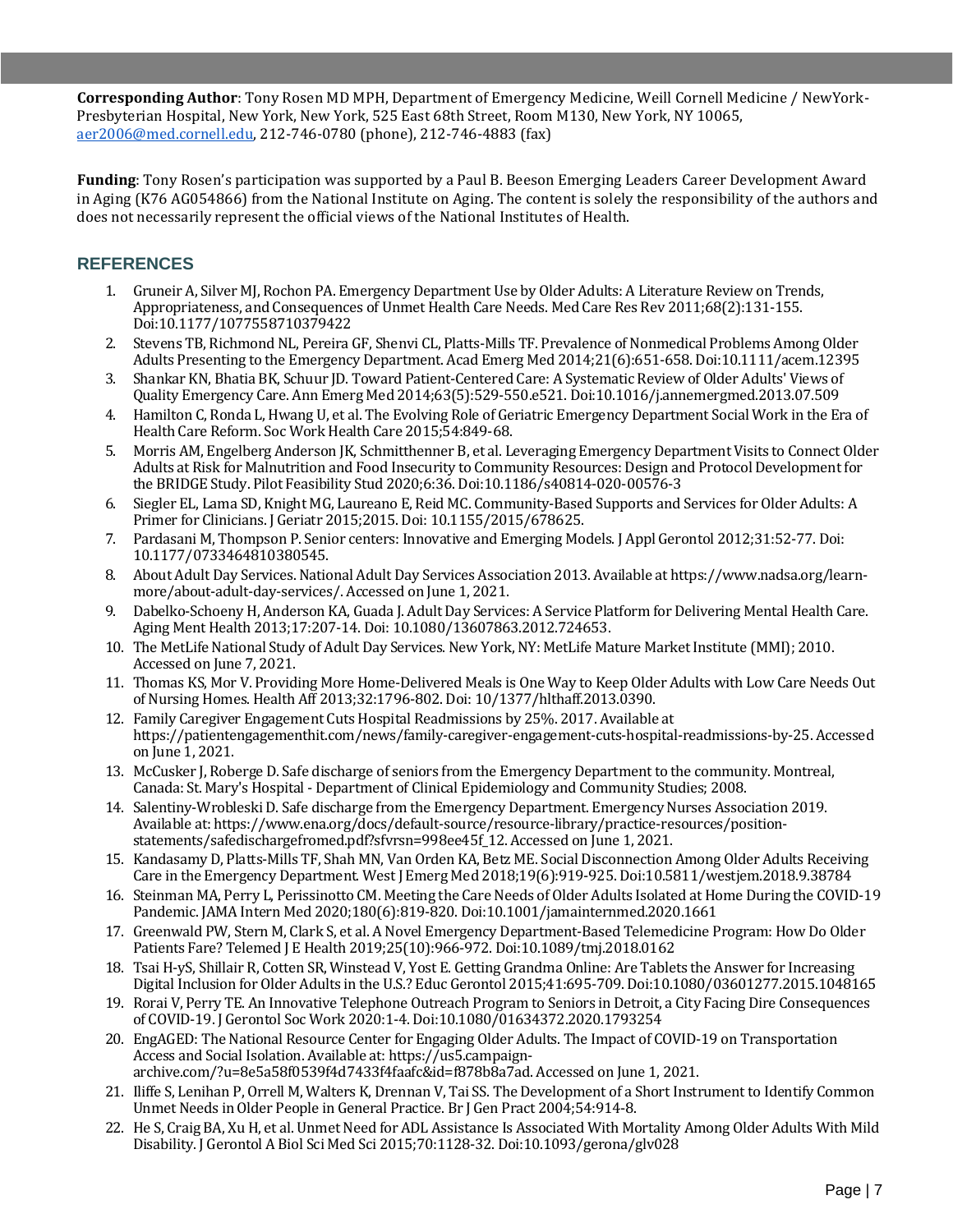**Corresponding Author**: Tony Rosen MD MPH, Department of Emergency Medicine, Weill Cornell Medicine / NewYork-Presbyterian Hospital, New York, New York, 525 East 68th Street, Room M130, New York, NY 10065, aer2006@med.cornell.edu, 212-746-0780 (phone), 212-746-4883 (fax)

**Funding**: Tony Rosen's participation was supported by a Paul B. Beeson Emerging Leaders Career Development Award in Aging (K76 AG054866) from the National Institute on Aging. The content is solely the responsibility of the authors and does not necessarily represent the official views of the National Institutes of Health.

## REFERENCES

1. Gruneir A, Silver MJ, Rochon PA. Emergency Department Use by Older Adults: A Literature Review on Trends, Appropriateness, and Consequences of Unmet Health Care Needs. Med Care Res Rev 2011;68(2):131-155. Doi:10.1177/1077558710379422
2. Stevens TB, Richmond NL, Pereira GF, Shenvi CL, Platts-Mills TF. Prevalence of Nonmedical Problems Among Older Adults Presenting to the Emergency Department. Acad Emerg Med 2014;21(6):651-658. Doi:10.1111/acem.12395
3. Shankar KN, Bhatia BK, Schuur JD. Toward Patient-Centered Care: A Systematic Review of Older Adults' Views of Quality Emergency Care. Ann Emerg Med 2014;63(5):529-550.e521. Doi:10.1016/j.annemergmed.2013.07.509
4. Hamilton C, Ronda L, Hwang U, et al. The Evolving Role of Geriatric Emergency Department Social Work in the Era of Health Care Reform. Soc Work Health Care 2015;54:849-68.
5. Morris AM, Engelberg Anderson JK, Schmitthenner B, et al. Leveraging Emergency Department Visits to Connect Older Adults at Risk for Malnutrition and Food Insecurity to Community Resources: Design and Protocol Development for the BRIDGE Study. Pilot Feasibility Stud 2020;6:36. Doi:10.1186/s40814-020-00576-3
6. Siegler EL, Lama SD, Knight MG, Laureano E, Reid MC. Community-Based Supports and Services for Older Adults: A Primer for Clinicians. J Geriatr 2015;2015. Doi: 10.1155/2015/678625.
7. Pardasani M, Thompson P. Senior centers: Innovative and Emerging Models. J Appl Gerontol 2012;31:52-77. Doi: 10.1177/0733464810380545.
8. About Adult Day Services. National Adult Day Services Association 2013. Available at https://www.nadsa.org/learn-more/about-adult-day-services/. Accessed on June 1, 2021.
9. Dabelko-Schoeny H, Anderson KA, Guada J. Adult Day Services: A Service Platform for Delivering Mental Health Care. Aging Ment Health 2013;17:207-14. Doi: 10.1080/13607863.2012.724653.
10. The MetLife National Study of Adult Day Services. New York, NY: MetLife Mature Market Institute (MMI); 2010. Accessed on June 7, 2021.
11. Thomas KS, Mor V. Providing More Home-Delivered Meals is One Way to Keep Older Adults with Low Care Needs Out of Nursing Homes. Health Aff 2013;32:1796-802. Doi: 10/1377/hlthaff.2013.0390.
12. Family Caregiver Engagement Cuts Hospital Readmissions by 25%. 2017. Available at https://patientengagementhit.com/news/family-caregiver-engagement-cuts-hospital-readmissions-by-25. Accessed on June 1, 2021.
13. McCusker J, Roberge D. Safe discharge of seniors from the Emergency Department to the community. Montreal, Canada: St. Mary's Hospital - Department of Clinical Epidemiology and Community Studies; 2008.
14. Salentiny-Wrobleski D. Safe discharge from the Emergency Department. Emergency Nurses Association 2019. Available at: https://www.ena.org/docs/default-source/resource-library/practice-resources/position-statements/safedischargefromed.pdf?sfvrsn=998ee45f_12. Accessed on June 1, 2021.
15. Kandasamy D, Platts-Mills TF, Shah MN, Van Orden KA, Betz ME. Social Disconnection Among Older Adults Receiving Care in the Emergency Department. West J Emerg Med 2018;19(6):919-925. Doi:10.5811/westjem.2018.9.38784
16. Steinman MA, Perry L, Perissinotto CM. Meeting the Care Needs of Older Adults Isolated at Home During the COVID-19 Pandemic. JAMA Intern Med 2020;180(6):819-820. Doi:10.1001/jamainternmed.2020.1661
17. Greenwald PW, Stern M, Clark S, et al. A Novel Emergency Department-Based Telemedicine Program: How Do Older Patients Fare? Telemed J E Health 2019;25(10):966-972. Doi:10.1089/tmj.2018.0162
18. Tsai H-yS, Shillair R, Cotten SR, Winstead V, Yost E. Getting Grandma Online: Are Tablets the Answer for Increasing Digital Inclusion for Older Adults in the U.S.? Educ Gerontol 2015;41:695-709. Doi:10.1080/03601277.2015.1048165
19. Rorai V, Perry TE. An Innovative Telephone Outreach Program to Seniors in Detroit, a City Facing Dire Consequences of COVID-19. J Gerontol Soc Work 2020:1-4. Doi:10.1080/01634372.2020.1793254
20. EngAGED: The National Resource Center for Engaging Older Adults. The Impact of COVID-19 on Transportation Access and Social Isolation. Available at: https://us5.campaign-archive.com/?u=8e5a58f0539f4d7433f4faafc&id=f878b8a7ad. Accessed on June 1, 2021.
21. Iliffe S, Lenihan P, Orrell M, Walters K, Drennan V, Tai SS. The Development of a Short Instrument to Identify Common Unmet Needs in Older People in General Practice. Br J Gen Pract 2004;54:914-8.
22. He S, Craig BA, Xu H, et al. Unmet Need for ADL Assistance Is Associated With Mortality Among Older Adults With Mild Disability. J Gerontol A Biol Sci Med Sci 2015;70:1128-32. Doi:10.1093/gerona/glv028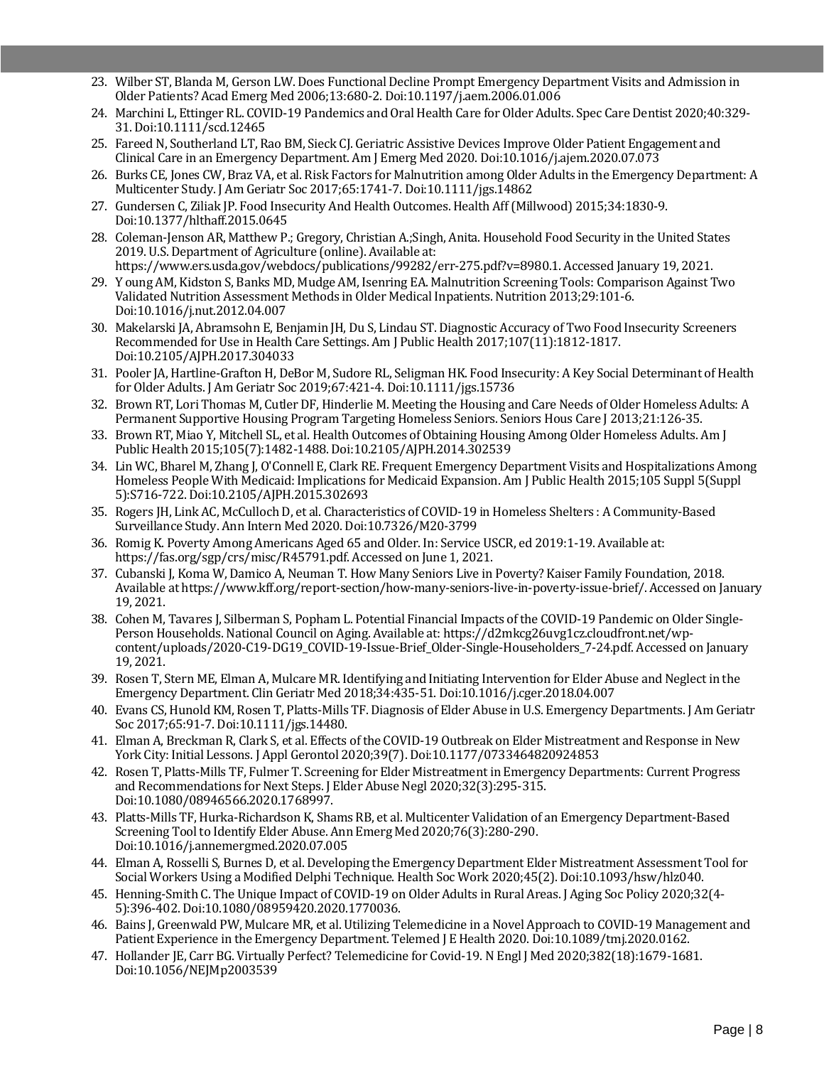23. Wilber ST, Blanda M, Gerson LW. Does Functional Decline Prompt Emergency Department Visits and Admission in Older Patients? Acad Emerg Med 2006;13:680-2. Doi:10.1197/j.aem.2006.01.006
24. Marchini L, Ettinger RL. COVID-19 Pandemics and Oral Health Care for Older Adults. Spec Care Dentist 2020;40:329-31. Doi:10.1111/scd.12465
25. Fareed N, Southerland LT, Rao BM, Sieck CJ. Geriatric Assistive Devices Improve Older Patient Engagement and Clinical Care in an Emergency Department. Am J Emerg Med 2020. Doi:10.1016/j.ajem.2020.07.073
26. Burks CE, Jones CW, Braz VA, et al. Risk Factors for Malnutrition among Older Adults in the Emergency Department: A Multicenter Study. J Am Geriatr Soc 2017;65:1741-7. Doi:10.1111/jgs.14862
27. Gundersen C, Ziliak JP. Food Insecurity And Health Outcomes. Health Aff (Millwood) 2015;34:1830-9. Doi:10.1377/hlthaff.2015.0645
28. Coleman-Jenson AR, Matthew P.; Gregory, Christian A.;Singh, Anita. Household Food Security in the United States 2019. U.S. Department of Agriculture (online). Available at: https://www.ers.usda.gov/webdocs/publications/99282/err-275.pdf?v=8980.1. Accessed January 19, 2021.
29. Y oung AM, Kidston S, Banks MD, Mudge AM, Isenring EA. Malnutrition Screening Tools: Comparison Against Two Validated Nutrition Assessment Methods in Older Medical Inpatients. Nutrition 2013;29:101-6. Doi:10.1016/j.nut.2012.04.007
30. Makelarski JA, Abramsohn E, Benjamin JH, Du S, Lindau ST. Diagnostic Accuracy of Two Food Insecurity Screeners Recommended for Use in Health Care Settings. Am J Public Health 2017;107(11):1812-1817. Doi:10.2105/AJPH.2017.304033
31. Pooler JA, Hartline-Grafton H, DeBor M, Sudore RL, Seligman HK. Food Insecurity: A Key Social Determinant of Health for Older Adults. J Am Geriatr Soc 2019;67:421-4. Doi:10.1111/jgs.15736
32. Brown RT, Lori Thomas M, Cutler DF, Hinderlie M. Meeting the Housing and Care Needs of Older Homeless Adults: A Permanent Supportive Housing Program Targeting Homeless Seniors. Seniors Hous Care J 2013;21:126-35.
33. Brown RT, Miao Y, Mitchell SL, et al. Health Outcomes of Obtaining Housing Among Older Homeless Adults. Am J Public Health 2015;105(7):1482-1488. Doi:10.2105/AJPH.2014.302539
34. Lin WC, Bharel M, Zhang J, O'Connell E, Clark RE. Frequent Emergency Department Visits and Hospitalizations Among Homeless People With Medicaid: Implications for Medicaid Expansion. Am J Public Health 2015;105 Suppl 5(Suppl 5):S716-722. Doi:10.2105/AJPH.2015.302693
35. Rogers JH, Link AC, McCulloch D, et al. Characteristics of COVID-19 in Homeless Shelters : A Community-Based Surveillance Study. Ann Intern Med 2020. Doi:10.7326/M20-3799
36. Romig K. Poverty Among Americans Aged 65 and Older. In: Service USCR, ed 2019:1-19. Available at: https://fas.org/sgp/crs/misc/R45791.pdf. Accessed on June 1, 2021.
37. Cubanski J, Koma W, Damico A, Neuman T. How Many Seniors Live in Poverty? Kaiser Family Foundation, 2018. Available at https://www.kff.org/report-section/how-many-seniors-live-in-poverty-issue-brief/. Accessed on January 19, 2021.
38. Cohen M, Tavares J, Silberman S, Popham L. Potential Financial Impacts of the COVID-19 Pandemic on Older Single-Person Households. National Council on Aging. Available at: https://d2mkcg26uvg1cz.cloudfront.net/wp-content/uploads/2020-C19-DG19_COVID-19-Issue-Brief_Older-Single-Householders_7-24.pdf. Accessed on January 19, 2021.
39. Rosen T, Stern ME, Elman A, Mulcare MR. Identifying and Initiating Intervention for Elder Abuse and Neglect in the Emergency Department. Clin Geriatr Med 2018;34:435-51. Doi:10.1016/j.cger.2018.04.007
40. Evans CS, Hunold KM, Rosen T, Platts-Mills TF. Diagnosis of Elder Abuse in U.S. Emergency Departments. J Am Geriatr Soc 2017;65:91-7. Doi:10.1111/jgs.14480.
41. Elman A, Breckman R, Clark S, et al. Effects of the COVID-19 Outbreak on Elder Mistreatment and Response in New York City: Initial Lessons. J Appl Gerontol 2020;39(7). Doi:10.1177/0733464820924853
42. Rosen T, Platts-Mills TF, Fulmer T. Screening for Elder Mistreatment in Emergency Departments: Current Progress and Recommendations for Next Steps. J Elder Abuse Negl 2020;32(3):295-315. Doi:10.1080/08946566.2020.1768997.
43. Platts-Mills TF, Hurka-Richardson K, Shams RB, et al. Multicenter Validation of an Emergency Department-Based Screening Tool to Identify Elder Abuse. Ann Emerg Med 2020;76(3):280-290. Doi:10.1016/j.annemergmed.2020.07.005
44. Elman A, Rosselli S, Burnes D, et al. Developing the Emergency Department Elder Mistreatment Assessment Tool for Social Workers Using a Modified Delphi Technique. Health Soc Work 2020;45(2). Doi:10.1093/hsw/hlz040.
45. Henning-Smith C. The Unique Impact of COVID-19 on Older Adults in Rural Areas. J Aging Soc Policy 2020;32(4-5):396-402. Doi:10.1080/08959420.2020.1770036.
46. Bains J, Greenwald PW, Mulcare MR, et al. Utilizing Telemedicine in a Novel Approach to COVID-19 Management and Patient Experience in the Emergency Department. Telemed J E Health 2020. Doi:10.1089/tmj.2020.0162.
47. Hollander JE, Carr BG. Virtually Perfect? Telemedicine for Covid-19. N Engl J Med 2020;382(18):1679-1681. Doi:10.1056/NEJMp2003539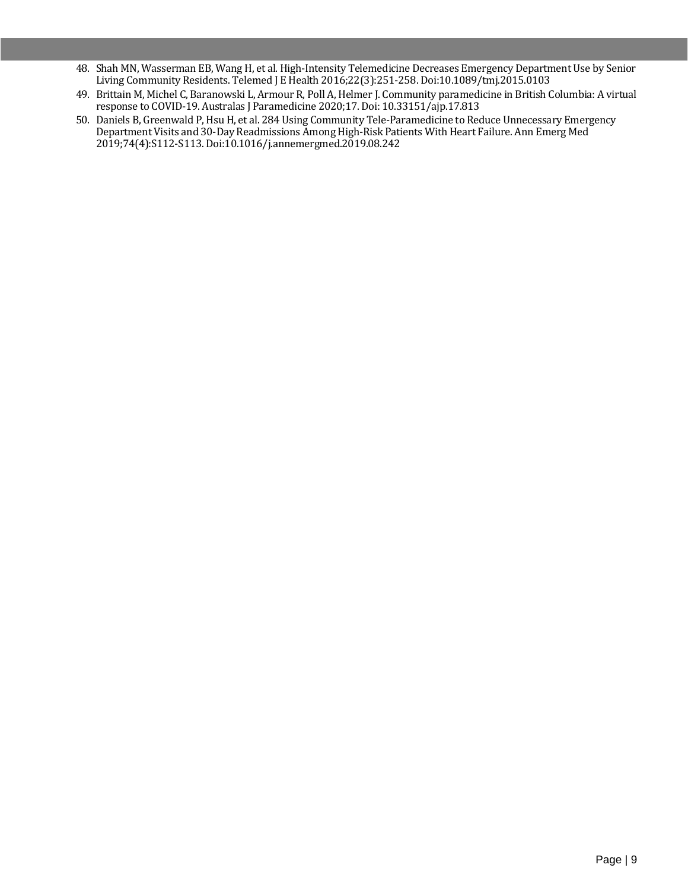48. Shah MN, Wasserman EB, Wang H, et al. High-Intensity Telemedicine Decreases Emergency Department Use by Senior Living Community Residents. Telemed J E Health 2016;22(3):251-258. Doi:10.1089/tmj.2015.0103
49. Brittain M, Michel C, Baranowski L, Armour R, Poll A, Helmer J. Community paramedicine in British Columbia: A virtual response to COVID-19. Australas J Paramedicine 2020;17. Doi: 10.33151/ajp.17.813
50. Daniels B, Greenwald P, Hsu H, et al. 284 Using Community Tele-Paramedicine to Reduce Unnecessary Emergency Department Visits and 30-Day Readmissions Among High-Risk Patients With Heart Failure. Ann Emerg Med 2019;74(4):S112-S113. Doi:10.1016/j.annemergmed.2019.08.242